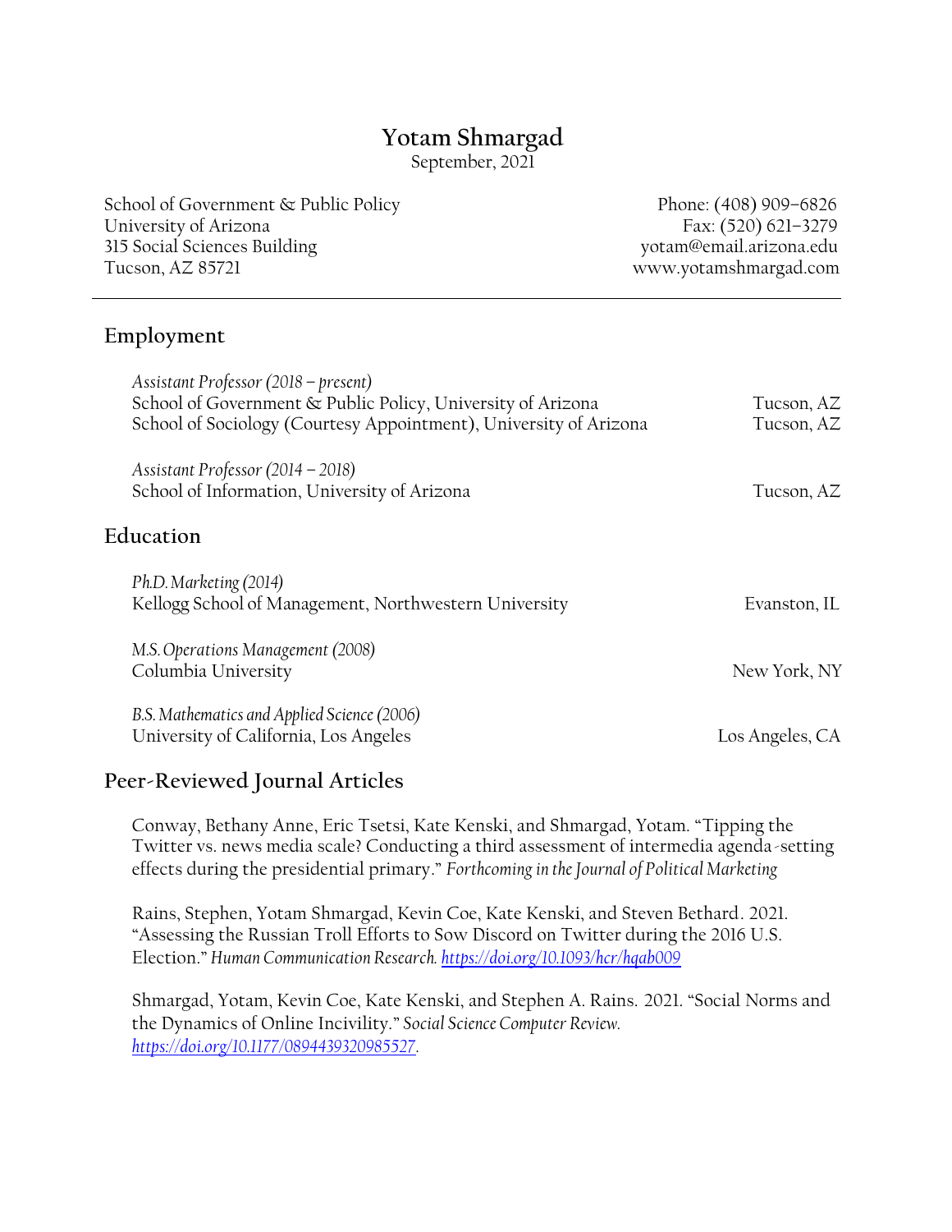# Yotam Shmargad

September, 2021

School of Government & Public Policy
University of Arizona
315 Social Sciences Building
Tucson, AZ 85721

Phone: (408) 909–6826
Fax: (520) 621–3279
yotam@email.arizona.edu
www.yotamshmargad.com

---

## Employment

*Assistant Professor (2018 – present)*
School of Government & Public Policy, University of Arizona — Tucson, AZ
School of Sociology (Courtesy Appointment), University of Arizona — Tucson, AZ

*Assistant Professor (2014 – 2018)*
School of Information, University of Arizona — Tucson, AZ

## Education

*Ph.D. Marketing (2014)*
Kellogg School of Management, Northwestern University — Evanston, IL

*M.S. Operations Management (2008)*
Columbia University — New York, NY

*B.S. Mathematics and Applied Science (2006)*
University of California, Los Angeles — Los Angeles, CA

## Peer-Reviewed Journal Articles

Conway, Bethany Anne, Eric Tsetsi, Kate Kenski, and Shmargad, Yotam. "Tipping the Twitter vs. news media scale? Conducting a third assessment of intermedia agenda-setting effects during the presidential primary." *Forthcoming in the Journal of Political Marketing*

Rains, Stephen, Yotam Shmargad, Kevin Coe, Kate Kenski, and Steven Bethard. 2021. "Assessing the Russian Troll Efforts to Sow Discord on Twitter during the 2016 U.S. Election." *Human Communication Research.* *https://doi.org/10.1093/hcr/hqab009*

Shmargad, Yotam, Kevin Coe, Kate Kenski, and Stephen A. Rains. 2021. "Social Norms and the Dynamics of Online Incivility." *Social Science Computer Review.* *https://doi.org/10.1177/0894439320985527.*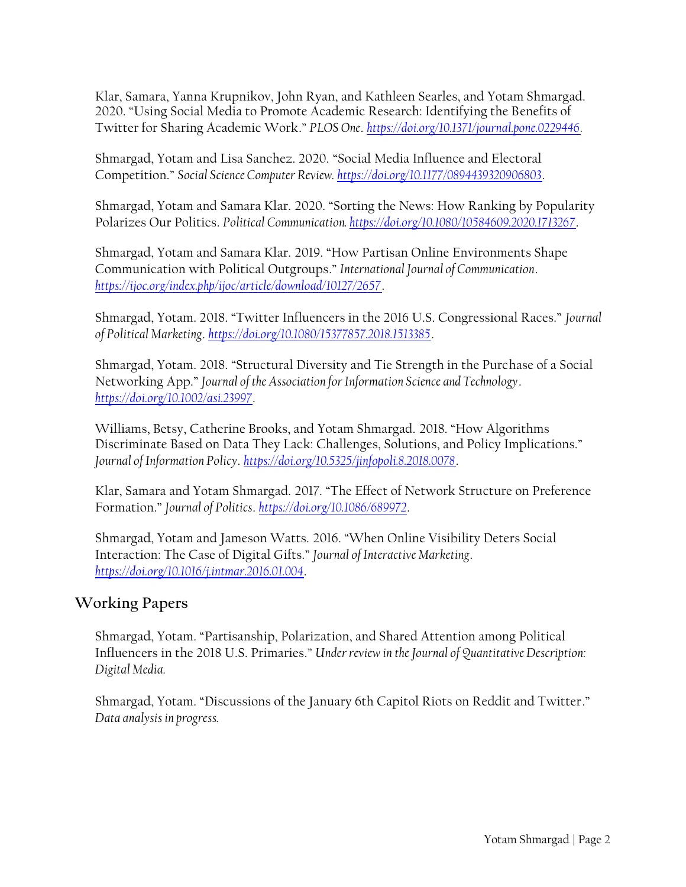Klar, Samara, Yanna Krupnikov, John Ryan, and Kathleen Searles, and Yotam Shmargad. 2020. "Using Social Media to Promote Academic Research: Identifying the Benefits of Twitter for Sharing Academic Work." *PLOS One*. https://doi.org/10.1371/journal.pone.0229446.

Shmargad, Yotam and Lisa Sanchez. 2020. "Social Media Influence and Electoral Competition." *Social Science Computer Review*. https://doi.org/10.1177/0894439320906803.

Shmargad, Yotam and Samara Klar. 2020. "Sorting the News: How Ranking by Popularity Polarizes Our Politics. *Political Communication*. https://doi.org/10.1080/10584609.2020.1713267.

Shmargad, Yotam and Samara Klar. 2019. "How Partisan Online Environments Shape Communication with Political Outgroups." *International Journal of Communication*. https://ijoc.org/index.php/ijoc/article/download/10127/2657.

Shmargad, Yotam. 2018. "Twitter Influencers in the 2016 U.S. Congressional Races." *Journal of Political Marketing*. https://doi.org/10.1080/15377857.2018.1513385.

Shmargad, Yotam. 2018. "Structural Diversity and Tie Strength in the Purchase of a Social Networking App." *Journal of the Association for Information Science and Technology*. https://doi.org/10.1002/asi.23997.

Williams, Betsy, Catherine Brooks, and Yotam Shmargad. 2018. "How Algorithms Discriminate Based on Data They Lack: Challenges, Solutions, and Policy Implications." *Journal of Information Policy*. https://doi.org/10.5325/jinfopoli.8.2018.0078.

Klar, Samara and Yotam Shmargad. 2017. "The Effect of Network Structure on Preference Formation." *Journal of Politics*. https://doi.org/10.1086/689972.

Shmargad, Yotam and Jameson Watts. 2016. "When Online Visibility Deters Social Interaction: The Case of Digital Gifts." *Journal of Interactive Marketing*. https://doi.org/10.1016/j.intmar.2016.01.004.

## Working Papers

Shmargad, Yotam. "Partisanship, Polarization, and Shared Attention among Political Influencers in the 2018 U.S. Primaries." *Under review in the Journal of Quantitative Description: Digital Media.*

Shmargad, Yotam. "Discussions of the January 6th Capitol Riots on Reddit and Twitter." *Data analysis in progress.*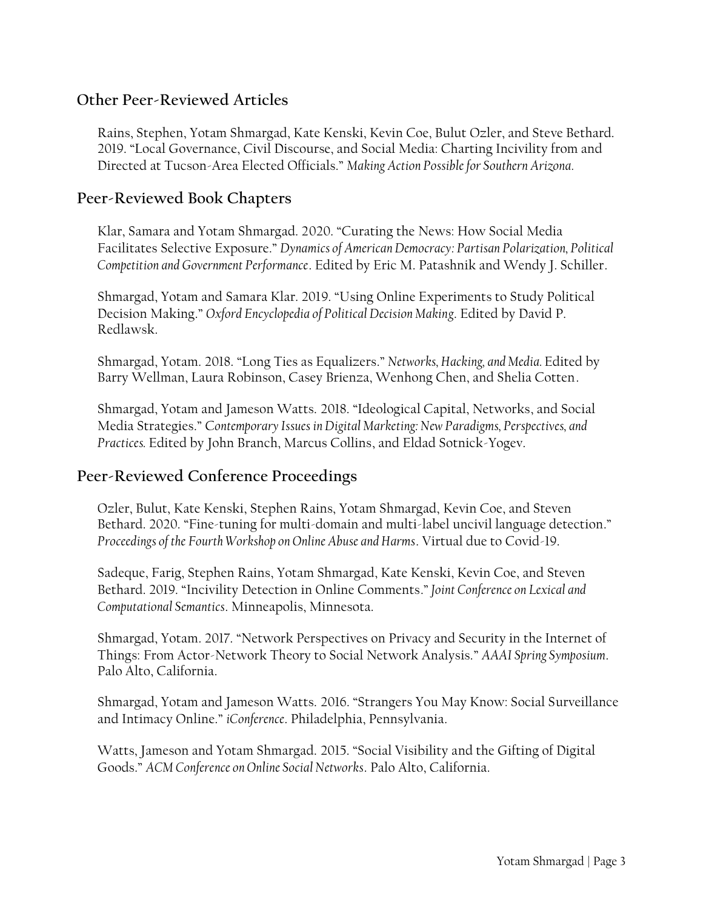## Other Peer-Reviewed Articles

Rains, Stephen, Yotam Shmargad, Kate Kenski, Kevin Coe, Bulut Ozler, and Steve Bethard. 2019. "Local Governance, Civil Discourse, and Social Media: Charting Incivility from and Directed at Tucson-Area Elected Officials." *Making Action Possible for Southern Arizona*.

## Peer-Reviewed Book Chapters

Klar, Samara and Yotam Shmargad. 2020. "Curating the News: How Social Media Facilitates Selective Exposure." *Dynamics of American Democracy: Partisan Polarization, Political Competition and Government Performance*. Edited by Eric M. Patashnik and Wendy J. Schiller.

Shmargad, Yotam and Samara Klar. 2019. "Using Online Experiments to Study Political Decision Making." *Oxford Encyclopedia of Political Decision Making*. Edited by David P. Redlawsk.

Shmargad, Yotam. 2018. "Long Ties as Equalizers." *Networks, Hacking, and Media*. Edited by Barry Wellman, Laura Robinson, Casey Brienza, Wenhong Chen, and Shelia Cotten.

Shmargad, Yotam and Jameson Watts. 2018. "Ideological Capital, Networks, and Social Media Strategies." *Contemporary Issues in Digital Marketing: New Paradigms, Perspectives, and Practices.* Edited by John Branch, Marcus Collins, and Eldad Sotnick-Yogev.

## Peer-Reviewed Conference Proceedings

Ozler, Bulut, Kate Kenski, Stephen Rains, Yotam Shmargad, Kevin Coe, and Steven Bethard. 2020. "Fine-tuning for multi-domain and multi-label uncivil language detection." *Proceedings of the Fourth Workshop on Online Abuse and Harms*. Virtual due to Covid-19.

Sadeque, Farig, Stephen Rains, Yotam Shmargad, Kate Kenski, Kevin Coe, and Steven Bethard. 2019. "Incivility Detection in Online Comments." *Joint Conference on Lexical and Computational Semantics*. Minneapolis, Minnesota.

Shmargad, Yotam. 2017. "Network Perspectives on Privacy and Security in the Internet of Things: From Actor-Network Theory to Social Network Analysis." *AAAI Spring Symposium*. Palo Alto, California.

Shmargad, Yotam and Jameson Watts. 2016. "Strangers You May Know: Social Surveillance and Intimacy Online." *iConference*. Philadelphia, Pennsylvania.

Watts, Jameson and Yotam Shmargad. 2015. "Social Visibility and the Gifting of Digital Goods." *ACM Conference on Online Social Networks*. Palo Alto, California.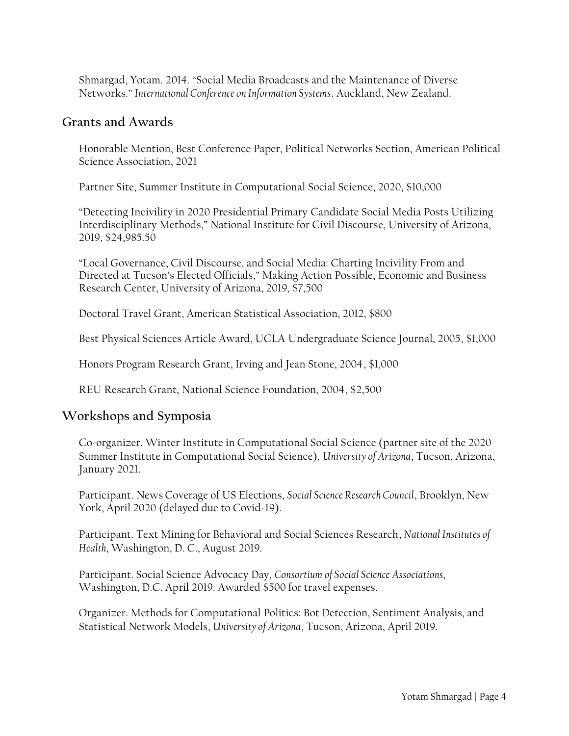Shmargad, Yotam. 2014. "Social Media Broadcasts and the Maintenance of Diverse Networks." *International Conference on Information Systems*. Auckland, New Zealand.

## Grants and Awards

Honorable Mention, Best Conference Paper, Political Networks Section, American Political Science Association, 2021

Partner Site, Summer Institute in Computational Social Science, 2020, $10,000

"Detecting Incivility in 2020 Presidential Primary Candidate Social Media Posts Utilizing Interdisciplinary Methods," National Institute for Civil Discourse, University of Arizona, 2019, $24,985.50

"Local Governance, Civil Discourse, and Social Media: Charting Incivility From and Directed at Tucson's Elected Officials," Making Action Possible, Economic and Business Research Center, University of Arizona, 2019, $7,500

Doctoral Travel Grant, American Statistical Association, 2012, $800

Best Physical Sciences Article Award, UCLA Undergraduate Science Journal, 2005, $1,000

Honors Program Research Grant, Irving and Jean Stone, 2004, $1,000

REU Research Grant, National Science Foundation, 2004, $2,500

## Workshops and Symposia

Co-organizer. Winter Institute in Computational Social Science (partner site of the 2020 Summer Institute in Computational Social Science), *University of Arizona*, Tucson, Arizona, January 2021.

Participant. News Coverage of US Elections, *Social Science Research Council*, Brooklyn, New York, April 2020 (delayed due to Covid-19).

Participant. Text Mining for Behavioral and Social Sciences Research, *National Institutes of Health*, Washington, D. C., August 2019.

Participant. Social Science Advocacy Day, *Consortium of Social Science Associations*, Washington, D.C. April 2019. Awarded $500 for travel expenses.

Organizer. Methods for Computational Politics: Bot Detection, Sentiment Analysis, and Statistical Network Models, *University of Arizona*, Tucson, Arizona, April 2019.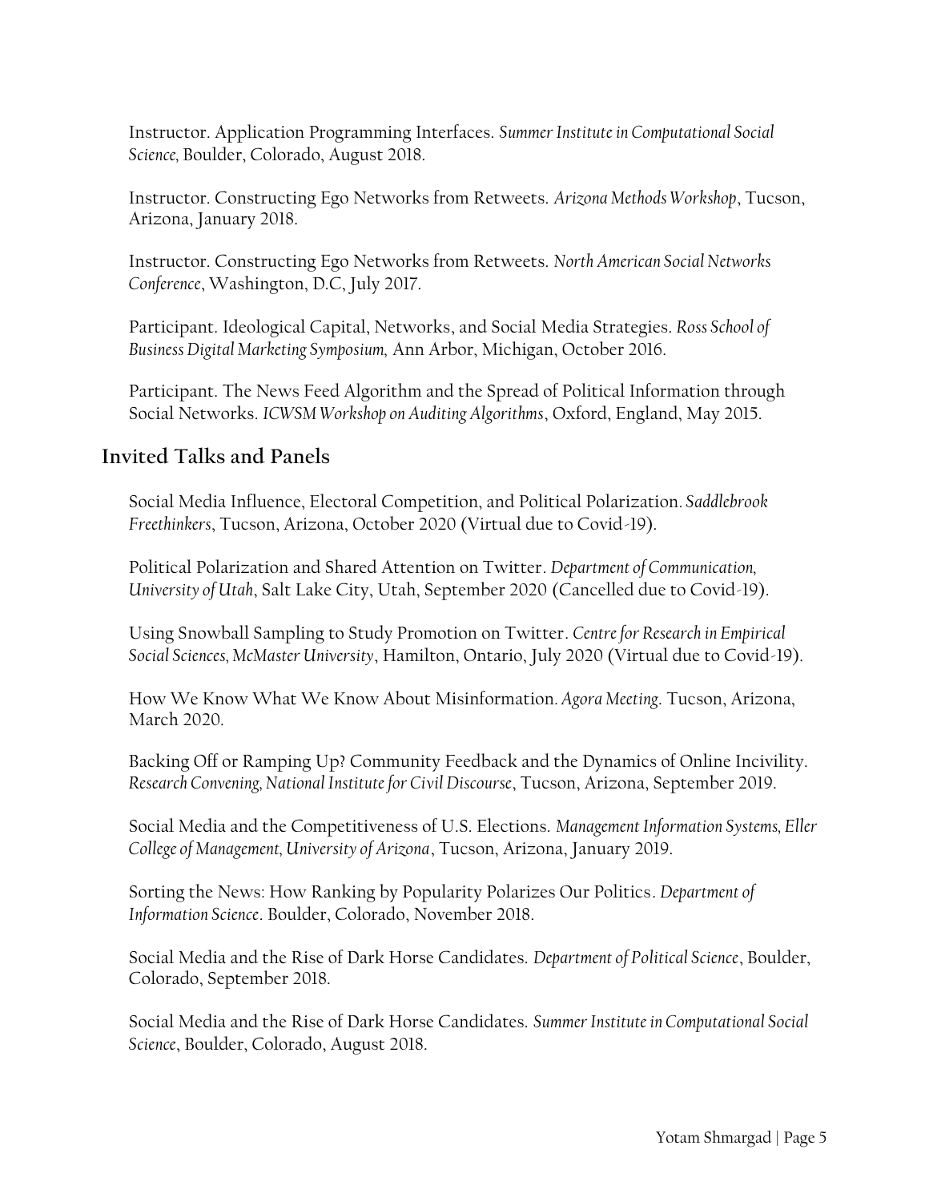Instructor. Application Programming Interfaces. *Summer Institute in Computational Social Science,* Boulder, Colorado, August 2018.

Instructor. Constructing Ego Networks from Retweets. *Arizona Methods Workshop*, Tucson, Arizona, January 2018.

Instructor. Constructing Ego Networks from Retweets. *North American Social Networks Conference*, Washington, D.C, July 2017.

Participant. Ideological Capital, Networks, and Social Media Strategies. *Ross School of Business Digital Marketing Symposium,* Ann Arbor, Michigan, October 2016.

Participant. The News Feed Algorithm and the Spread of Political Information through Social Networks. *ICWSM Workshop on Auditing Algorithms*, Oxford, England, May 2015.

## Invited Talks and Panels

Social Media Influence, Electoral Competition, and Political Polarization. *Saddlebrook Freethinkers*, Tucson, Arizona, October 2020 (Virtual due to Covid-19).

Political Polarization and Shared Attention on Twitter. *Department of Communication, University of Utah*, Salt Lake City, Utah, September 2020 (Cancelled due to Covid-19).

Using Snowball Sampling to Study Promotion on Twitter. *Centre for Research in Empirical Social Sciences, McMaster University*, Hamilton, Ontario, July 2020 (Virtual due to Covid-19).

How We Know What We Know About Misinformation. *Agora Meeting*. Tucson, Arizona, March 2020.

Backing Off or Ramping Up? Community Feedback and the Dynamics of Online Incivility. *Research Convening, National Institute for Civil Discourse*, Tucson, Arizona, September 2019.

Social Media and the Competitiveness of U.S. Elections. *Management Information Systems, Eller College of Management, University of Arizona*, Tucson, Arizona, January 2019.

Sorting the News: How Ranking by Popularity Polarizes Our Politics. *Department of Information Science*. Boulder, Colorado, November 2018.

Social Media and the Rise of Dark Horse Candidates. *Department of Political Science*, Boulder, Colorado, September 2018.

Social Media and the Rise of Dark Horse Candidates. *Summer Institute in Computational Social Science*, Boulder, Colorado, August 2018.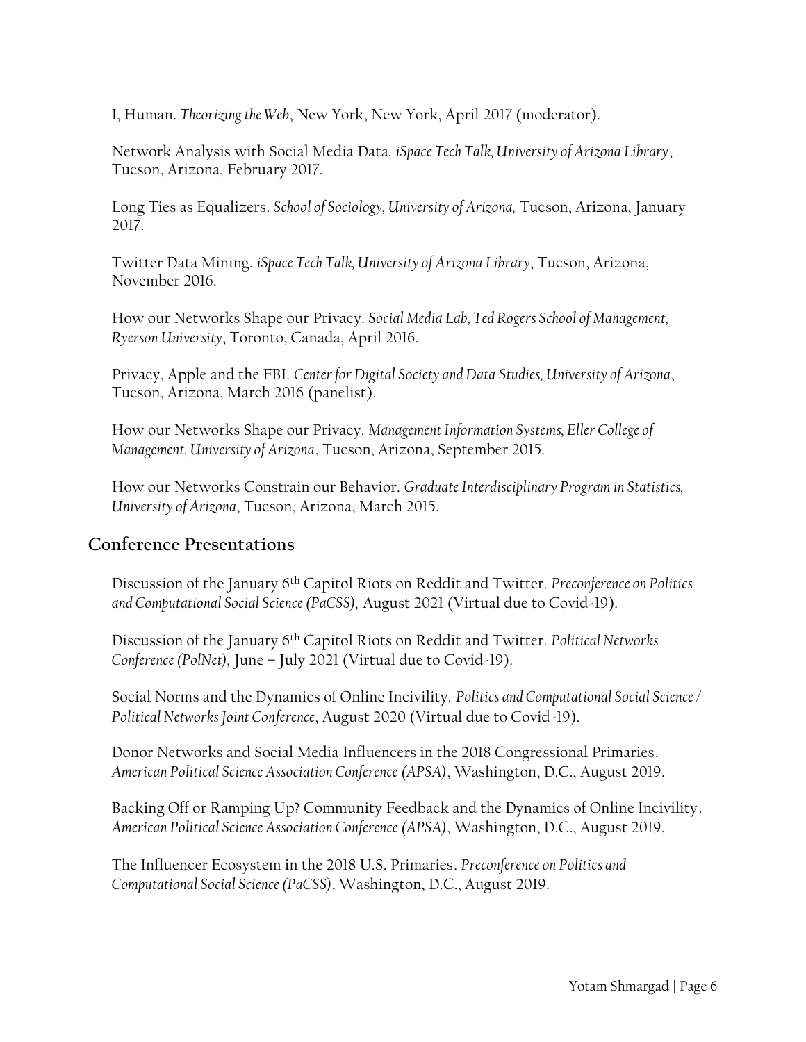I, Human. *Theorizing the Web*, New York, New York, April 2017 (moderator).

Network Analysis with Social Media Data. *iSpace Tech Talk, University of Arizona Library*, Tucson, Arizona, February 2017.

Long Ties as Equalizers. *School of Sociology, University of Arizona,* Tucson, Arizona, January 2017.

Twitter Data Mining. *iSpace Tech Talk, University of Arizona Library*, Tucson, Arizona, November 2016.

How our Networks Shape our Privacy. *Social Media Lab, Ted Rogers School of Management, Ryerson University*, Toronto, Canada, April 2016.

Privacy, Apple and the FBI. *Center for Digital Society and Data Studies, University of Arizona*, Tucson, Arizona, March 2016 (panelist).

How our Networks Shape our Privacy. *Management Information Systems, Eller College of Management, University of Arizona*, Tucson, Arizona, September 2015.

How our Networks Constrain our Behavior. *Graduate Interdisciplinary Program in Statistics, University of Arizona*, Tucson, Arizona, March 2015.

## Conference Presentations

Discussion of the January 6th Capitol Riots on Reddit and Twitter. *Preconference on Politics and Computational Social Science (PaCSS),* August 2021 (Virtual due to Covid-19).

Discussion of the January 6th Capitol Riots on Reddit and Twitter. *Political Networks Conference (PolNet)*, June – July 2021 (Virtual due to Covid-19).

Social Norms and the Dynamics of Online Incivility. *Politics and Computational Social Science / Political Networks Joint Conference*, August 2020 (Virtual due to Covid-19).

Donor Networks and Social Media Influencers in the 2018 Congressional Primaries. *American Political Science Association Conference (APSA)*, Washington, D.C., August 2019.

Backing Off or Ramping Up? Community Feedback and the Dynamics of Online Incivility. *American Political Science Association Conference (APSA)*, Washington, D.C., August 2019.

The Influencer Ecosystem in the 2018 U.S. Primaries. *Preconference on Politics and Computational Social Science (PaCSS)*, Washington, D.C., August 2019.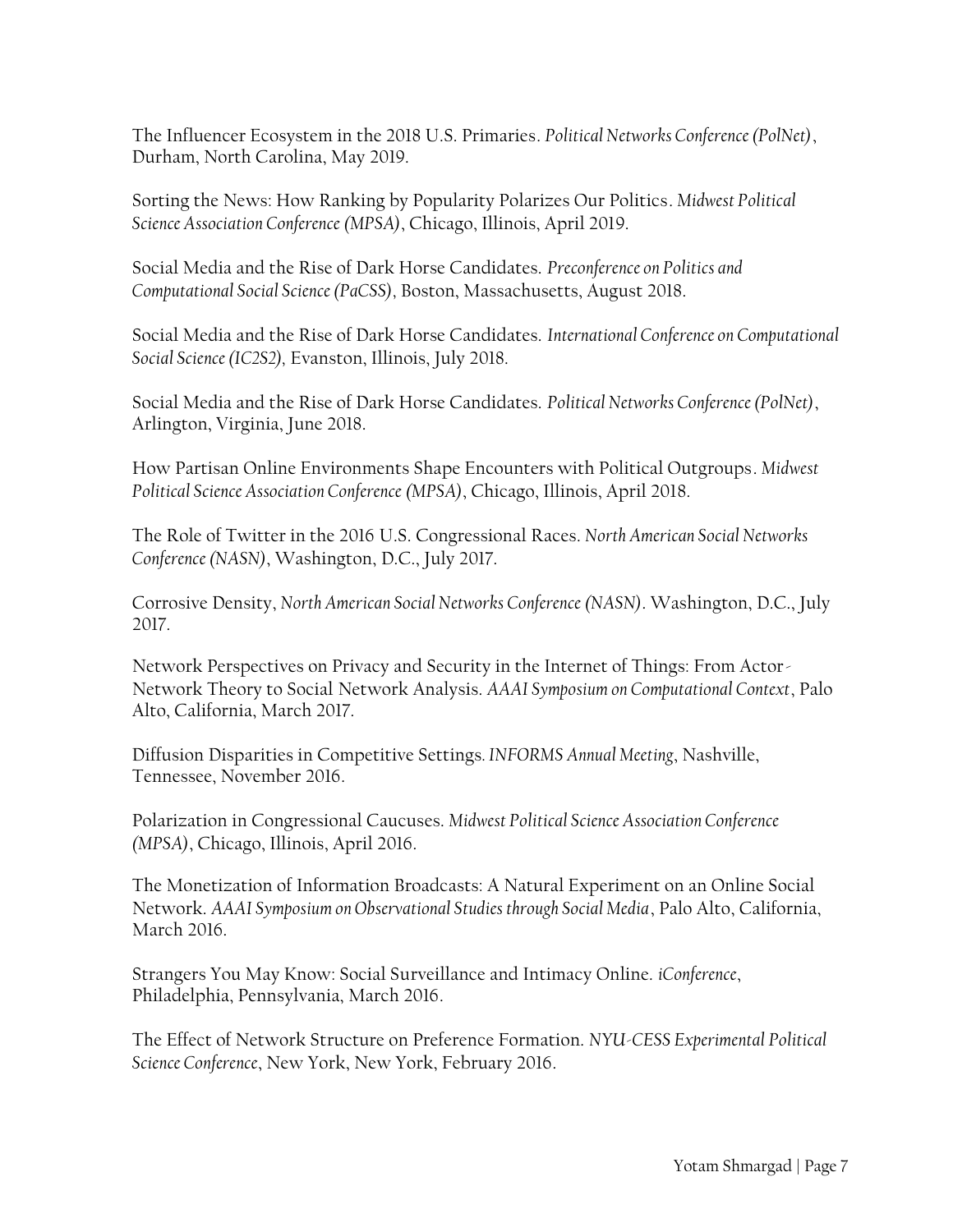The Influencer Ecosystem in the 2018 U.S. Primaries. *Political Networks Conference (PolNet)*, Durham, North Carolina, May 2019.

Sorting the News: How Ranking by Popularity Polarizes Our Politics. *Midwest Political Science Association Conference (MPSA)*, Chicago, Illinois, April 2019.

Social Media and the Rise of Dark Horse Candidates. *Preconference on Politics and Computational Social Science (PaCSS)*, Boston, Massachusetts, August 2018.

Social Media and the Rise of Dark Horse Candidates. *International Conference on Computational Social Science (IC2S2)*, Evanston, Illinois, July 2018.

Social Media and the Rise of Dark Horse Candidates. *Political Networks Conference (PolNet)*, Arlington, Virginia, June 2018.

How Partisan Online Environments Shape Encounters with Political Outgroups. *Midwest Political Science Association Conference (MPSA)*, Chicago, Illinois, April 2018.

The Role of Twitter in the 2016 U.S. Congressional Races. *North American Social Networks Conference (NASN)*, Washington, D.C., July 2017.

Corrosive Density, *North American Social Networks Conference (NASN)*. Washington, D.C., July 2017.

Network Perspectives on Privacy and Security in the Internet of Things: From Actor-Network Theory to Social Network Analysis. *AAAI Symposium on Computational Context*, Palo Alto, California, March 2017.

Diffusion Disparities in Competitive Settings. *INFORMS Annual Meeting*, Nashville, Tennessee, November 2016.

Polarization in Congressional Caucuses. *Midwest Political Science Association Conference (MPSA)*, Chicago, Illinois, April 2016.

The Monetization of Information Broadcasts: A Natural Experiment on an Online Social Network. *AAAI Symposium on Observational Studies through Social Media*, Palo Alto, California, March 2016.

Strangers You May Know: Social Surveillance and Intimacy Online. *iConference*, Philadelphia, Pennsylvania, March 2016.

The Effect of Network Structure on Preference Formation. *NYU-CESS Experimental Political Science Conference*, New York, New York, February 2016.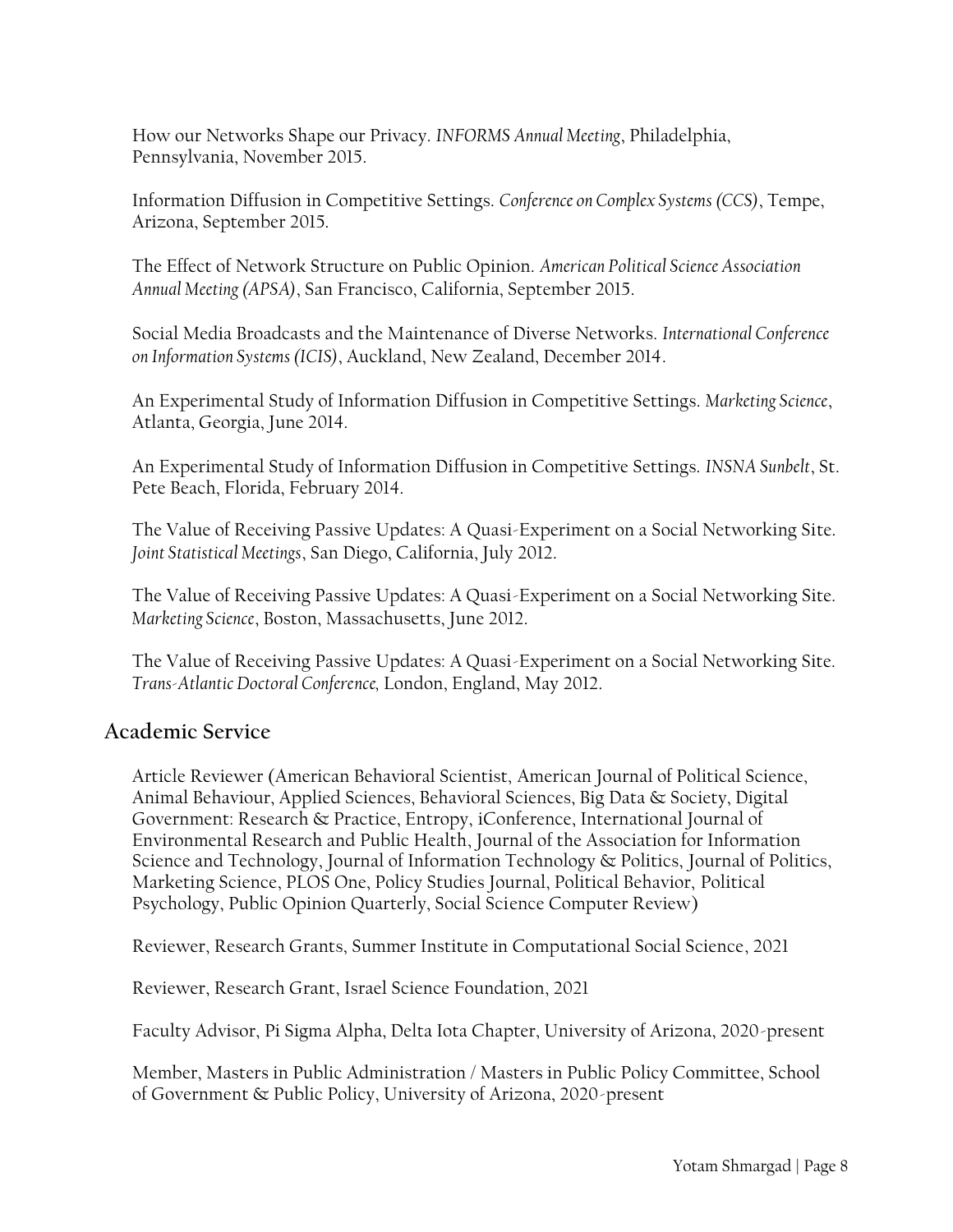How our Networks Shape our Privacy. *INFORMS Annual Meeting*, Philadelphia, Pennsylvania, November 2015.

Information Diffusion in Competitive Settings. *Conference on Complex Systems (CCS)*, Tempe, Arizona, September 2015.

The Effect of Network Structure on Public Opinion. *American Political Science Association Annual Meeting (APSA)*, San Francisco, California, September 2015.

Social Media Broadcasts and the Maintenance of Diverse Networks. *International Conference on Information Systems (ICIS)*, Auckland, New Zealand, December 2014.

An Experimental Study of Information Diffusion in Competitive Settings. *Marketing Science*, Atlanta, Georgia, June 2014.

An Experimental Study of Information Diffusion in Competitive Settings. *INSNA Sunbelt*, St. Pete Beach, Florida, February 2014.

The Value of Receiving Passive Updates: A Quasi-Experiment on a Social Networking Site. *Joint Statistical Meetings*, San Diego, California, July 2012.

The Value of Receiving Passive Updates: A Quasi-Experiment on a Social Networking Site. *Marketing Science*, Boston, Massachusetts, June 2012.

The Value of Receiving Passive Updates: A Quasi-Experiment on a Social Networking Site. *Trans-Atlantic Doctoral Conference,* London, England, May 2012.

## Academic Service

Article Reviewer (American Behavioral Scientist, American Journal of Political Science, Animal Behaviour, Applied Sciences, Behavioral Sciences, Big Data & Society, Digital Government: Research & Practice, Entropy, iConference, International Journal of Environmental Research and Public Health, Journal of the Association for Information Science and Technology, Journal of Information Technology & Politics, Journal of Politics, Marketing Science, PLOS One, Policy Studies Journal, Political Behavior, Political Psychology, Public Opinion Quarterly, Social Science Computer Review)

Reviewer, Research Grants, Summer Institute in Computational Social Science, 2021

Reviewer, Research Grant, Israel Science Foundation, 2021

Faculty Advisor, Pi Sigma Alpha, Delta Iota Chapter, University of Arizona, 2020-present

Member, Masters in Public Administration / Masters in Public Policy Committee, School of Government & Public Policy, University of Arizona, 2020-present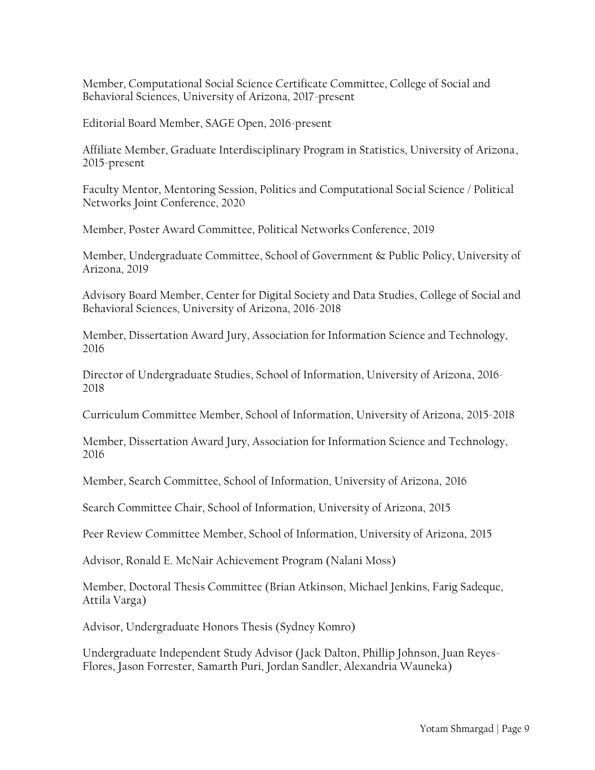Member, Computational Social Science Certificate Committee, College of Social and Behavioral Sciences, University of Arizona, 2017-present

Editorial Board Member, SAGE Open, 2016-present

Affiliate Member, Graduate Interdisciplinary Program in Statistics, University of Arizona, 2015-present

Faculty Mentor, Mentoring Session, Politics and Computational Social Science / Political Networks Joint Conference, 2020

Member, Poster Award Committee, Political Networks Conference, 2019

Member, Undergraduate Committee, School of Government & Public Policy, University of Arizona, 2019

Advisory Board Member, Center for Digital Society and Data Studies, College of Social and Behavioral Sciences, University of Arizona, 2016-2018

Member, Dissertation Award Jury, Association for Information Science and Technology, 2016

Director of Undergraduate Studies, School of Information, University of Arizona, 2016-2018

Curriculum Committee Member, School of Information, University of Arizona, 2015-2018

Member, Dissertation Award Jury, Association for Information Science and Technology, 2016

Member, Search Committee, School of Information, University of Arizona, 2016

Search Committee Chair, School of Information, University of Arizona, 2015

Peer Review Committee Member, School of Information, University of Arizona, 2015

Advisor, Ronald E. McNair Achievement Program (Nalani Moss)

Member, Doctoral Thesis Committee (Brian Atkinson, Michael Jenkins, Farig Sadeque, Attila Varga)

Advisor, Undergraduate Honors Thesis (Sydney Komro)

Undergraduate Independent Study Advisor (Jack Dalton, Phillip Johnson, Juan Reyes-Flores, Jason Forrester, Samarth Puri, Jordan Sandler, Alexandria Wauneka)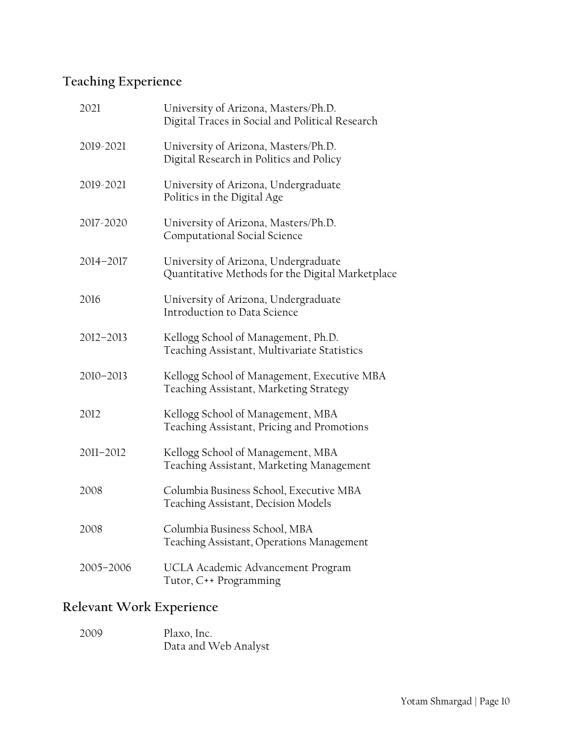## Teaching Experience

| | |
|---|---|
| 2021 | University of Arizona, Masters/Ph.D.<br>Digital Traces in Social and Political Research |
| 2019-2021 | University of Arizona, Masters/Ph.D.<br>Digital Research in Politics and Policy |
| 2019-2021 | University of Arizona, Undergraduate<br>Politics in the Digital Age |
| 2017-2020 | University of Arizona, Masters/Ph.D.<br>Computational Social Science |
| 2014–2017 | University of Arizona, Undergraduate<br>Quantitative Methods for the Digital Marketplace |
| 2016 | University of Arizona, Undergraduate<br>Introduction to Data Science |
| 2012–2013 | Kellogg School of Management, Ph.D.<br>Teaching Assistant, Multivariate Statistics |
| 2010–2013 | Kellogg School of Management, Executive MBA<br>Teaching Assistant, Marketing Strategy |
| 2012 | Kellogg School of Management, MBA<br>Teaching Assistant, Pricing and Promotions |
| 2011–2012 | Kellogg School of Management, MBA<br>Teaching Assistant, Marketing Management |
| 2008 | Columbia Business School, Executive MBA<br>Teaching Assistant, Decision Models |
| 2008 | Columbia Business School, MBA<br>Teaching Assistant, Operations Management |
| 2005–2006 | UCLA Academic Advancement Program<br>Tutor, C++ Programming |

## Relevant Work Experience

| | |
|---|---|
| 2009 | Plaxo, Inc.<br>Data and Web Analyst |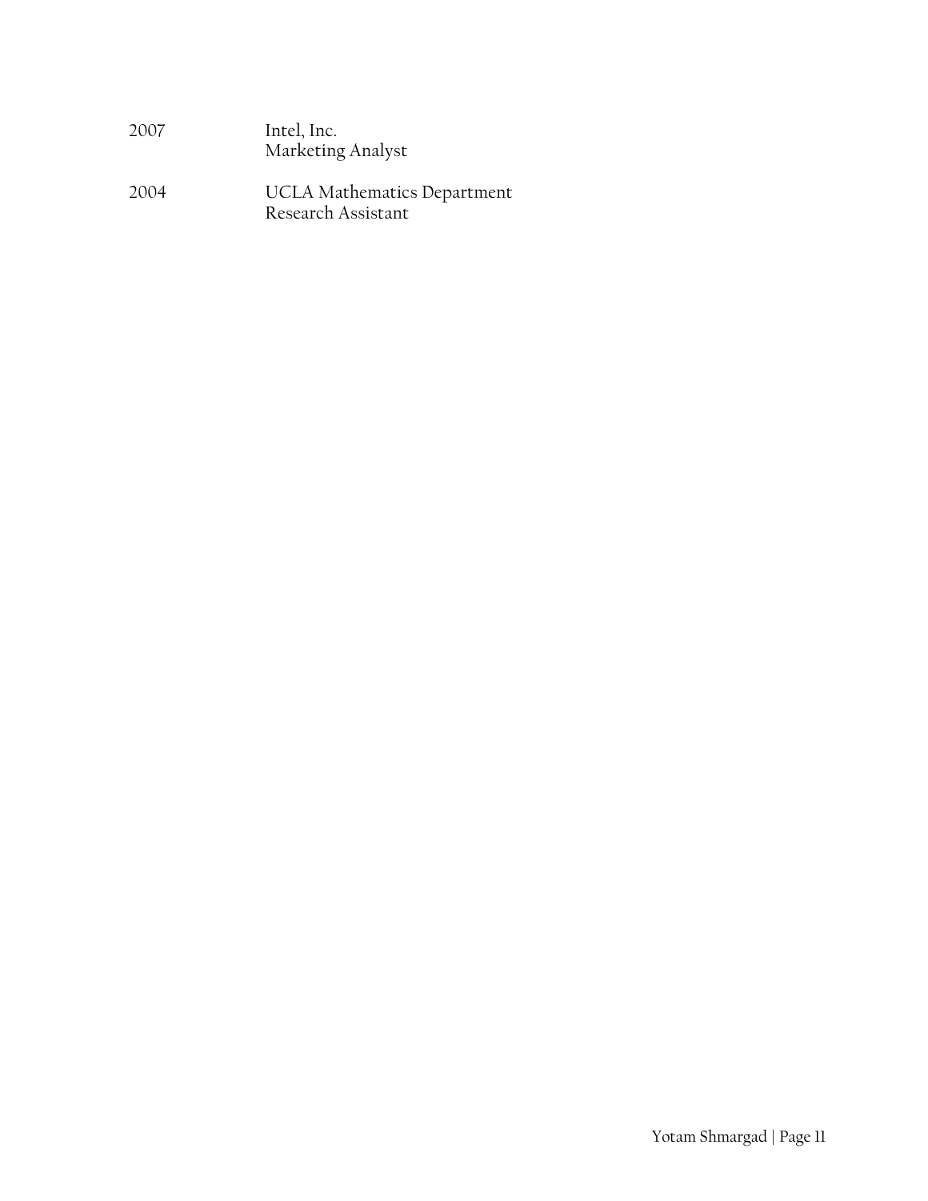2007 Intel, Inc.
Marketing Analyst

2004 UCLA Mathematics Department
Research Assistant